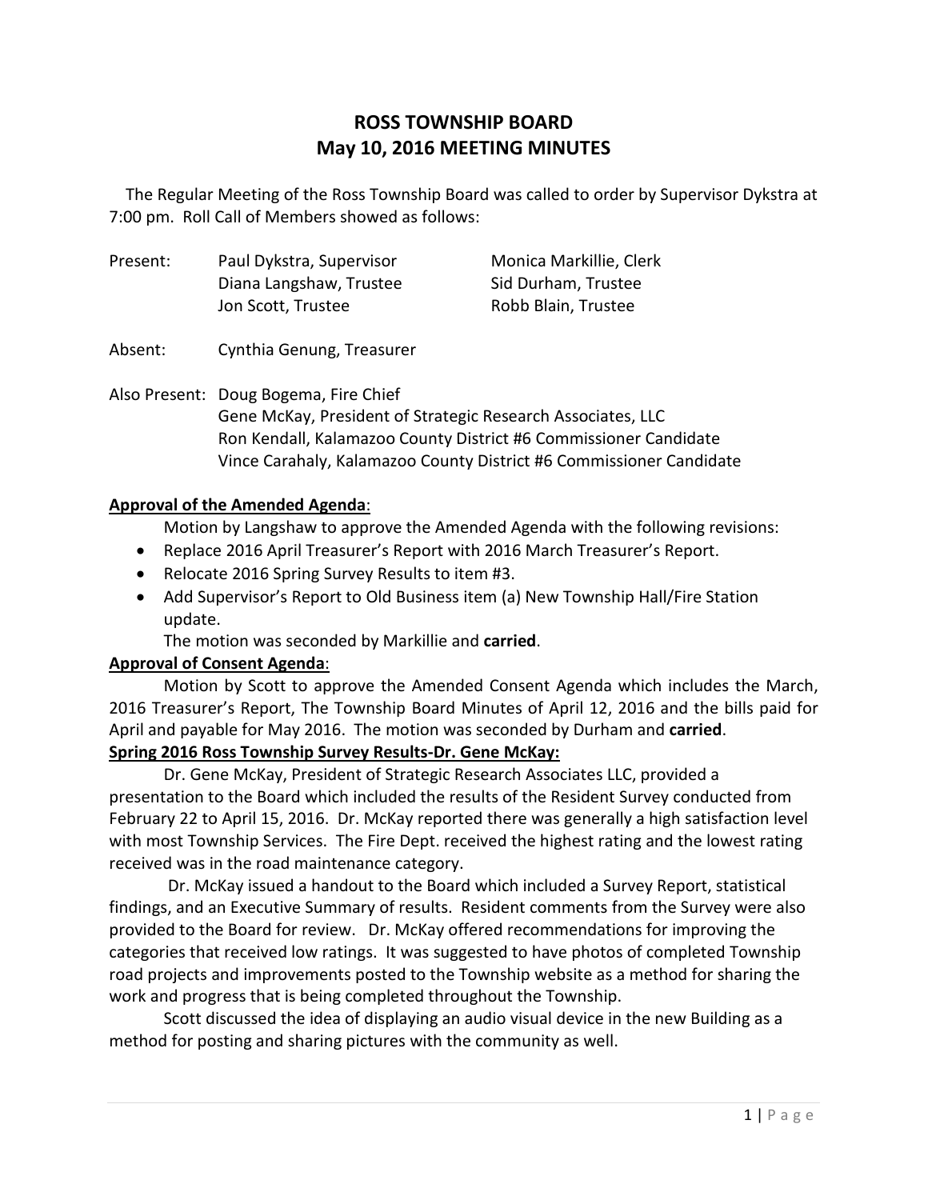# ROSS TOWNSHIP BOARD
## May 10, 2016 MEETING MINUTES

The Regular Meeting of the Ross Township Board was called to order by Supervisor Dykstra at 7:00 pm. Roll Call of Members showed as follows:

Present: Paul Dykstra, Supervisor; Monica Markillie, Clerk; Diana Langshaw, Trustee; Sid Durham, Trustee; Jon Scott, Trustee; Robb Blain, Trustee

Absent: Cynthia Genung, Treasurer

Also Present: Doug Bogema, Fire Chief
Gene McKay, President of Strategic Research Associates, LLC
Ron Kendall, Kalamazoo County District #6 Commissioner Candidate
Vince Carahaly, Kalamazoo County District #6 Commissioner Candidate

**Approval of the Amended Agenda**:

Motion by Langshaw to approve the Amended Agenda with the following revisions:

- Replace 2016 April Treasurer's Report with 2016 March Treasurer's Report.
- Relocate 2016 Spring Survey Results to item #3.
- Add Supervisor's Report to Old Business item (a) New Township Hall/Fire Station update.

The motion was seconded by Markillie and **carried**.

**Approval of Consent Agenda**:

Motion by Scott to approve the Amended Consent Agenda which includes the March, 2016 Treasurer's Report, The Township Board Minutes of April 12, 2016 and the bills paid for April and payable for May 2016. The motion was seconded by Durham and **carried**.

**Spring 2016 Ross Township Survey Results-Dr. Gene McKay:**

Dr. Gene McKay, President of Strategic Research Associates LLC, provided a presentation to the Board which included the results of the Resident Survey conducted from February 22 to April 15, 2016. Dr. McKay reported there was generally a high satisfaction level with most Township Services. The Fire Dept. received the highest rating and the lowest rating received was in the road maintenance category.

Dr. McKay issued a handout to the Board which included a Survey Report, statistical findings, and an Executive Summary of results. Resident comments from the Survey were also provided to the Board for review. Dr. McKay offered recommendations for improving the categories that received low ratings. It was suggested to have photos of completed Township road projects and improvements posted to the Township website as a method for sharing the work and progress that is being completed throughout the Township.

Scott discussed the idea of displaying an audio visual device in the new Building as a method for posting and sharing pictures with the community as well.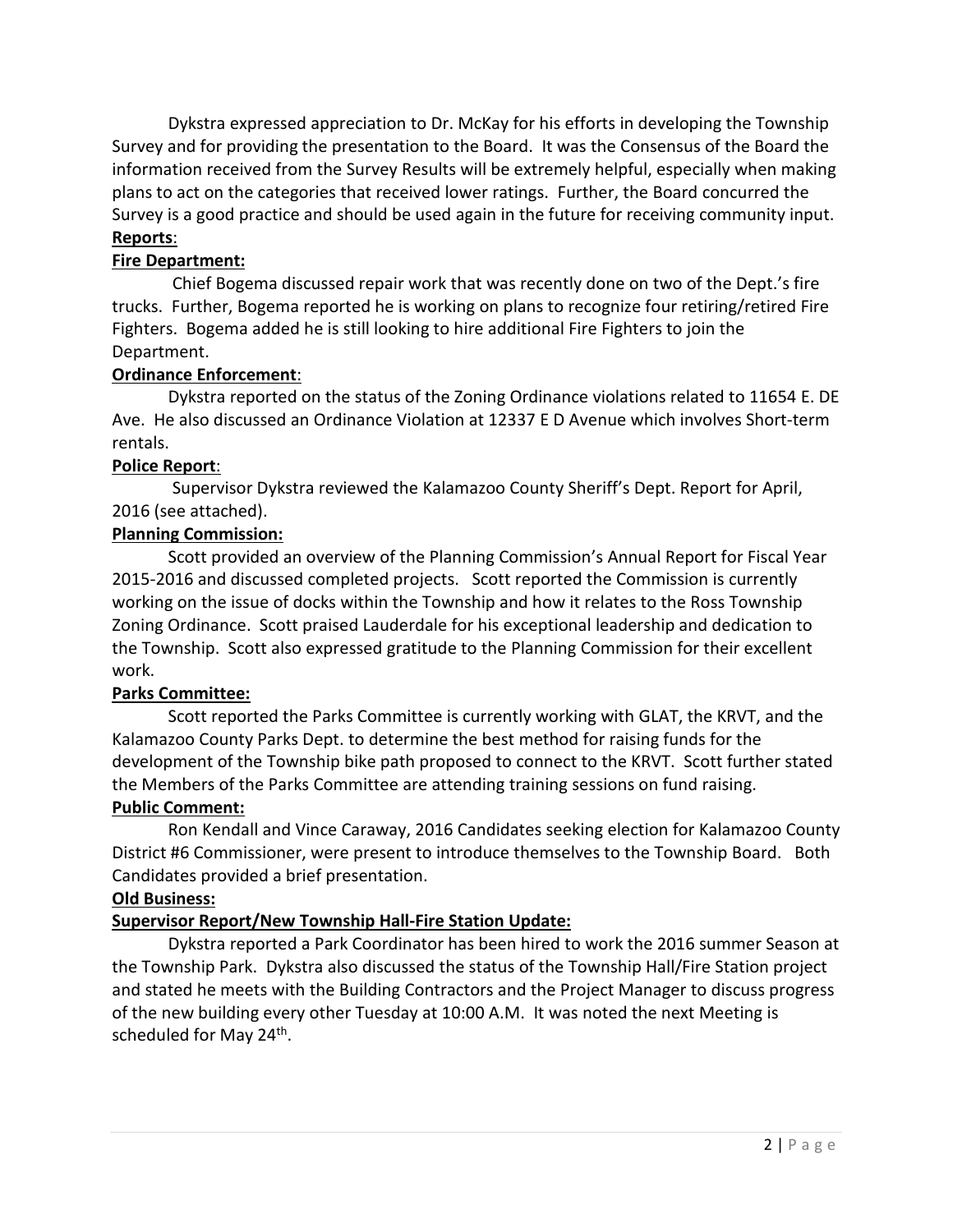Dykstra expressed appreciation to Dr. McKay for his efforts in developing the Township Survey and for providing the presentation to the Board. It was the Consensus of the Board the information received from the Survey Results will be extremely helpful, especially when making plans to act on the categories that received lower ratings. Further, the Board concurred the Survey is a good practice and should be used again in the future for receiving community input.

**Reports**:

**Fire Department:**

Chief Bogema discussed repair work that was recently done on two of the Dept.'s fire trucks. Further, Bogema reported he is working on plans to recognize four retiring/retired Fire Fighters. Bogema added he is still looking to hire additional Fire Fighters to join the Department.

**Ordinance Enforcement**:

Dykstra reported on the status of the Zoning Ordinance violations related to 11654 E. DE Ave. He also discussed an Ordinance Violation at 12337 E D Avenue which involves Short-term rentals.

**Police Report**:

Supervisor Dykstra reviewed the Kalamazoo County Sheriff's Dept. Report for April, 2016 (see attached).

**Planning Commission:**

Scott provided an overview of the Planning Commission's Annual Report for Fiscal Year 2015-2016 and discussed completed projects. Scott reported the Commission is currently working on the issue of docks within the Township and how it relates to the Ross Township Zoning Ordinance. Scott praised Lauderdale for his exceptional leadership and dedication to the Township. Scott also expressed gratitude to the Planning Commission for their excellent work.

**Parks Committee:**

Scott reported the Parks Committee is currently working with GLAT, the KRVT, and the Kalamazoo County Parks Dept. to determine the best method for raising funds for the development of the Township bike path proposed to connect to the KRVT. Scott further stated the Members of the Parks Committee are attending training sessions on fund raising.

**Public Comment:**

Ron Kendall and Vince Caraway, 2016 Candidates seeking election for Kalamazoo County District #6 Commissioner, were present to introduce themselves to the Township Board. Both Candidates provided a brief presentation.

**Old Business:**

**Supervisor Report/New Township Hall-Fire Station Update:**

Dykstra reported a Park Coordinator has been hired to work the 2016 summer Season at the Township Park. Dykstra also discussed the status of the Township Hall/Fire Station project and stated he meets with the Building Contractors and the Project Manager to discuss progress of the new building every other Tuesday at 10:00 A.M. It was noted the next Meeting is scheduled for May 24th.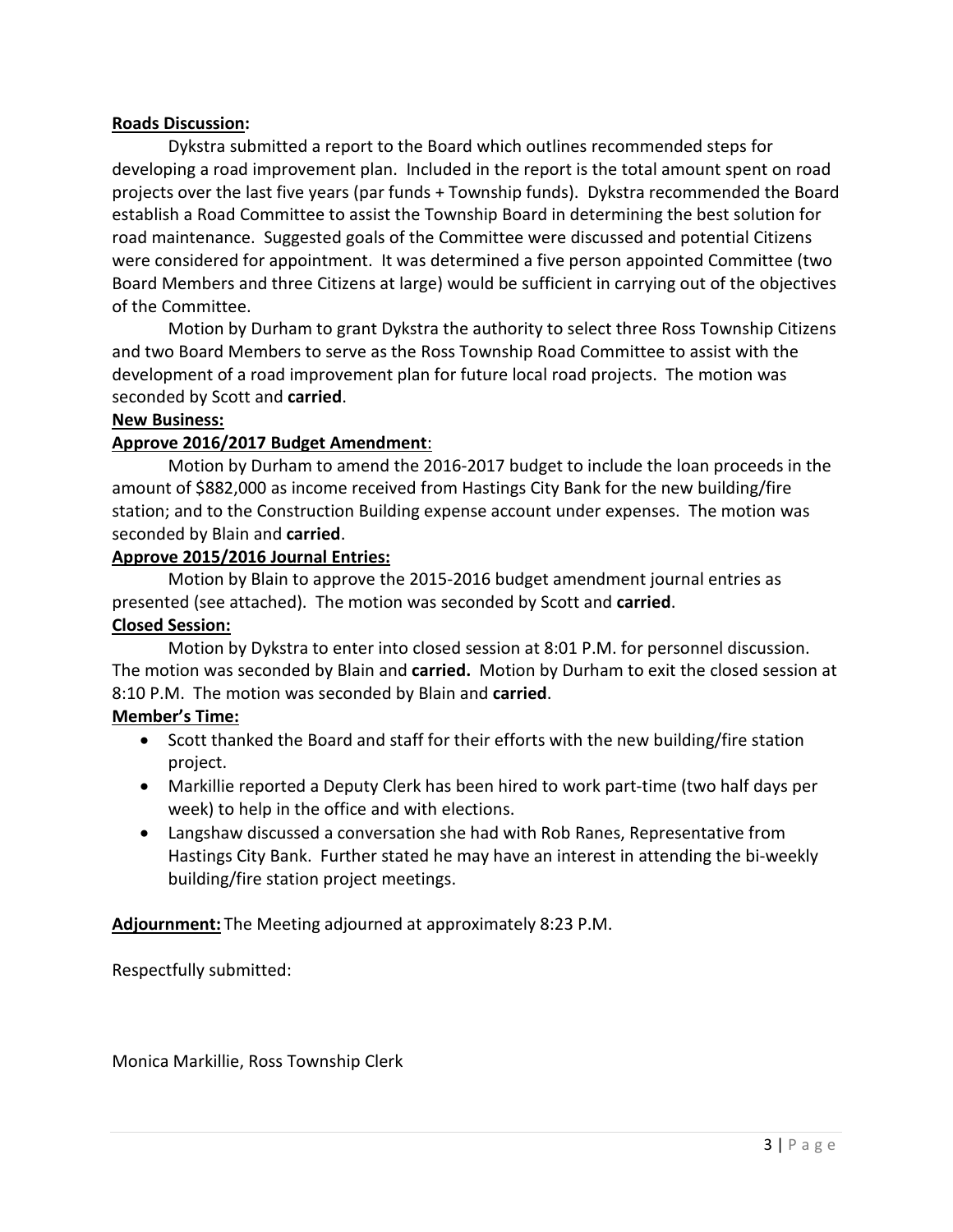**Roads Discussion:**

Dykstra submitted a report to the Board which outlines recommended steps for developing a road improvement plan. Included in the report is the total amount spent on road projects over the last five years (par funds + Township funds). Dykstra recommended the Board establish a Road Committee to assist the Township Board in determining the best solution for road maintenance. Suggested goals of the Committee were discussed and potential Citizens were considered for appointment. It was determined a five person appointed Committee (two Board Members and three Citizens at large) would be sufficient in carrying out of the objectives of the Committee.

Motion by Durham to grant Dykstra the authority to select three Ross Township Citizens and two Board Members to serve as the Ross Township Road Committee to assist with the development of a road improvement plan for future local road projects. The motion was seconded by Scott and **carried**.

**New Business:**

**Approve 2016/2017 Budget Amendment**:

Motion by Durham to amend the 2016-2017 budget to include the loan proceeds in the amount of $882,000 as income received from Hastings City Bank for the new building/fire station; and to the Construction Building expense account under expenses. The motion was seconded by Blain and **carried**.

**Approve 2015/2016 Journal Entries:**

Motion by Blain to approve the 2015-2016 budget amendment journal entries as presented (see attached). The motion was seconded by Scott and **carried**.

**Closed Session:**

Motion by Dykstra to enter into closed session at 8:01 P.M. for personnel discussion. The motion was seconded by Blain and **carried.** Motion by Durham to exit the closed session at 8:10 P.M. The motion was seconded by Blain and **carried**.

**Member's Time:**

- Scott thanked the Board and staff for their efforts with the new building/fire station project.
- Markillie reported a Deputy Clerk has been hired to work part-time (two half days per week) to help in the office and with elections.
- Langshaw discussed a conversation she had with Rob Ranes, Representative from Hastings City Bank. Further stated he may have an interest in attending the bi-weekly building/fire station project meetings.

**Adjournment:** The Meeting adjourned at approximately 8:23 P.M.

Respectfully submitted:

Monica Markillie, Ross Township Clerk